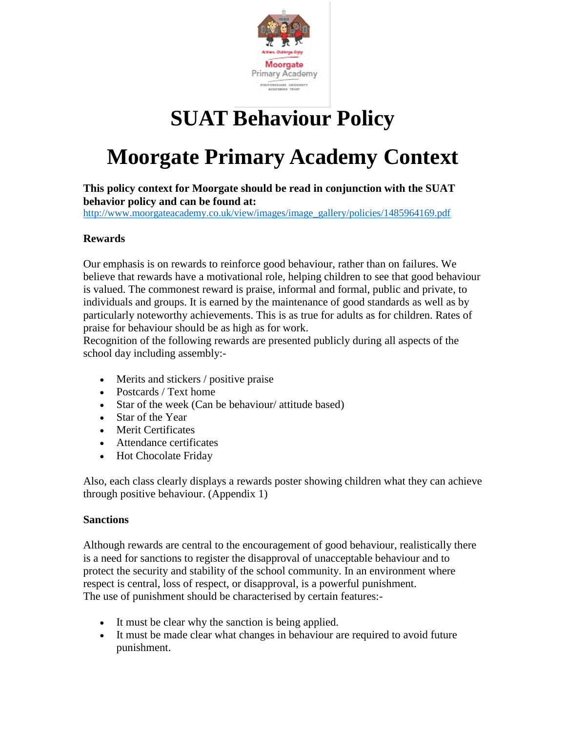# SUAT Behaviour Policy

# Moorgate Primary Academy Context

**This policy context for Moorgate should be read in conjunction with the SUAT behavior policy and can be found at:**
http://www.moorgateacademy.co.uk/view/images/image_gallery/policies/1485964169.pdf

**Rewards**

Our emphasis is on rewards to reinforce good behaviour, rather than on failures. We believe that rewards have a motivational role, helping children to see that good behaviour is valued. The commonest reward is praise, informal and formal, public and private, to individuals and groups. It is earned by the maintenance of good standards as well as by particularly noteworthy achievements. This is as true for adults as for children. Rates of praise for behaviour should be as high as for work.
Recognition of the following rewards are presented publicly during all aspects of the school day including assembly:-

- Merits and stickers / positive praise
- Postcards / Text home
- Star of the week (Can be behaviour/ attitude based)
- Star of the Year
- Merit Certificates
- Attendance certificates
- Hot Chocolate Friday

Also, each class clearly displays a rewards poster showing children what they can achieve through positive behaviour. (Appendix 1)

**Sanctions**

Although rewards are central to the encouragement of good behaviour, realistically there is a need for sanctions to register the disapproval of unacceptable behaviour and to protect the security and stability of the school community. In an environment where respect is central, loss of respect, or disapproval, is a powerful punishment.
The use of punishment should be characterised by certain features:-

- It must be clear why the sanction is being applied.
- It must be made clear what changes in behaviour are required to avoid future punishment.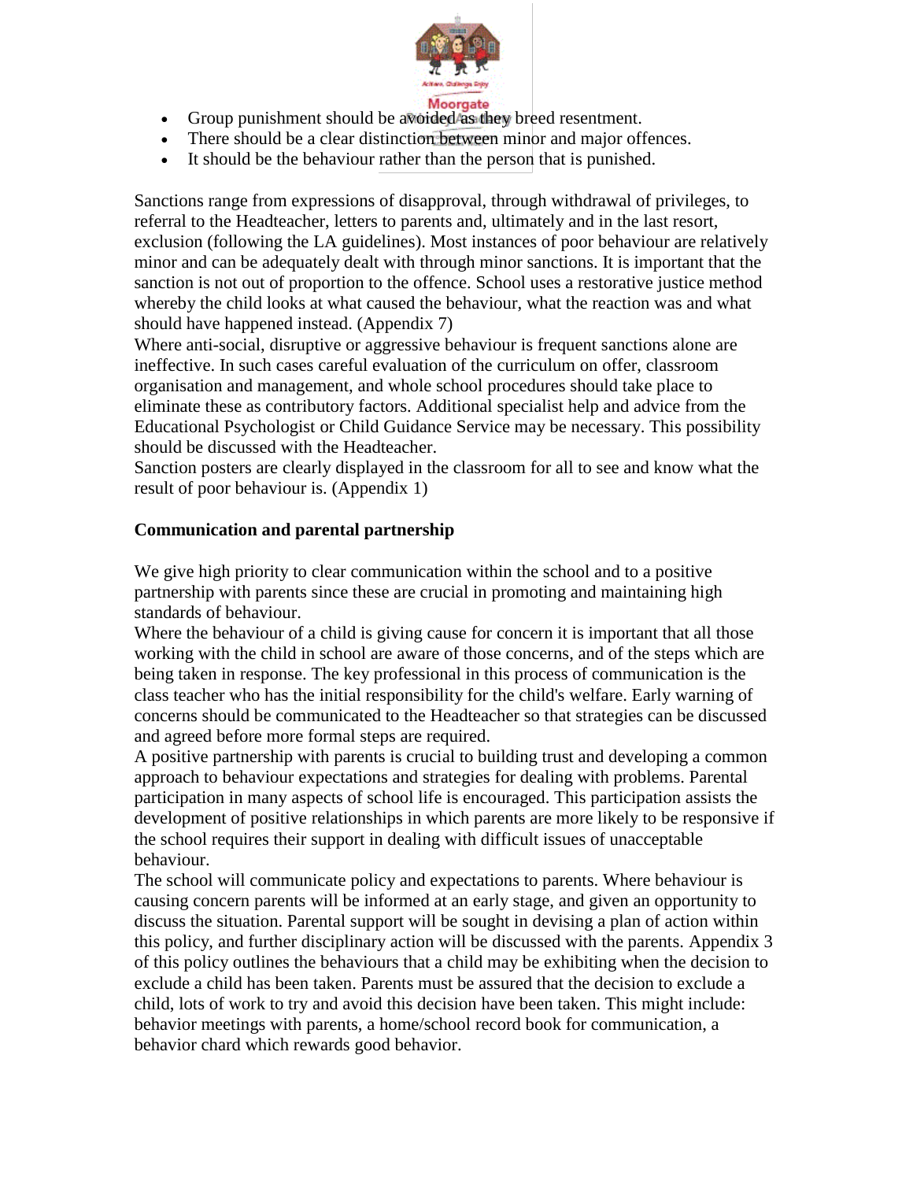- Group punishment should be avoided as they breed resentment.
- There should be a clear distinction between minor and major offences.
- It should be the behaviour rather than the person that is punished.

Sanctions range from expressions of disapproval, through withdrawal of privileges, to referral to the Headteacher, letters to parents and, ultimately and in the last resort, exclusion (following the LA guidelines). Most instances of poor behaviour are relatively minor and can be adequately dealt with through minor sanctions. It is important that the sanction is not out of proportion to the offence. School uses a restorative justice method whereby the child looks at what caused the behaviour, what the reaction was and what should have happened instead. (Appendix 7)

Where anti-social, disruptive or aggressive behaviour is frequent sanctions alone are ineffective. In such cases careful evaluation of the curriculum on offer, classroom organisation and management, and whole school procedures should take place to eliminate these as contributory factors. Additional specialist help and advice from the Educational Psychologist or Child Guidance Service may be necessary. This possibility should be discussed with the Headteacher.

Sanction posters are clearly displayed in the classroom for all to see and know what the result of poor behaviour is. (Appendix 1)

**Communication and parental partnership**

We give high priority to clear communication within the school and to a positive partnership with parents since these are crucial in promoting and maintaining high standards of behaviour.

Where the behaviour of a child is giving cause for concern it is important that all those working with the child in school are aware of those concerns, and of the steps which are being taken in response. The key professional in this process of communication is the class teacher who has the initial responsibility for the child's welfare. Early warning of concerns should be communicated to the Headteacher so that strategies can be discussed and agreed before more formal steps are required.

A positive partnership with parents is crucial to building trust and developing a common approach to behaviour expectations and strategies for dealing with problems. Parental participation in many aspects of school life is encouraged. This participation assists the development of positive relationships in which parents are more likely to be responsive if the school requires their support in dealing with difficult issues of unacceptable behaviour.

The school will communicate policy and expectations to parents. Where behaviour is causing concern parents will be informed at an early stage, and given an opportunity to discuss the situation. Parental support will be sought in devising a plan of action within this policy, and further disciplinary action will be discussed with the parents. Appendix 3 of this policy outlines the behaviours that a child may be exhibiting when the decision to exclude a child has been taken. Parents must be assured that the decision to exclude a child, lots of work to try and avoid this decision have been taken. This might include: behavior meetings with parents, a home/school record book for communication, a behavior chard which rewards good behavior.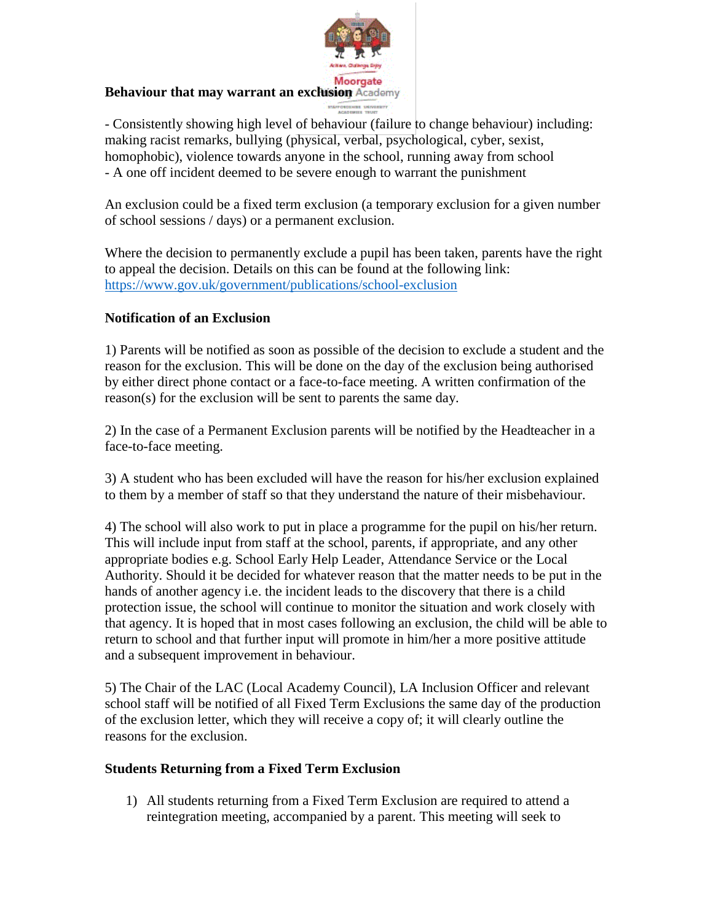**Behaviour that may warrant an exclusion**

- Consistently showing high level of behaviour (failure to change behaviour) including: making racist remarks, bullying (physical, verbal, psychological, cyber, sexist, homophobic), violence towards anyone in the school, running away from school
- A one off incident deemed to be severe enough to warrant the punishment

An exclusion could be a fixed term exclusion (a temporary exclusion for a given number of school sessions / days) or a permanent exclusion.

Where the decision to permanently exclude a pupil has been taken, parents have the right to appeal the decision. Details on this can be found at the following link: https://www.gov.uk/government/publications/school-exclusion

**Notification of an Exclusion**

1) Parents will be notified as soon as possible of the decision to exclude a student and the reason for the exclusion. This will be done on the day of the exclusion being authorised by either direct phone contact or a face-to-face meeting. A written confirmation of the reason(s) for the exclusion will be sent to parents the same day.

2) In the case of a Permanent Exclusion parents will be notified by the Headteacher in a face-to-face meeting.

3) A student who has been excluded will have the reason for his/her exclusion explained to them by a member of staff so that they understand the nature of their misbehaviour.

4) The school will also work to put in place a programme for the pupil on his/her return. This will include input from staff at the school, parents, if appropriate, and any other appropriate bodies e.g. School Early Help Leader, Attendance Service or the Local Authority. Should it be decided for whatever reason that the matter needs to be put in the hands of another agency i.e. the incident leads to the discovery that there is a child protection issue, the school will continue to monitor the situation and work closely with that agency. It is hoped that in most cases following an exclusion, the child will be able to return to school and that further input will promote in him/her a more positive attitude and a subsequent improvement in behaviour.

5) The Chair of the LAC (Local Academy Council), LA Inclusion Officer and relevant school staff will be notified of all Fixed Term Exclusions the same day of the production of the exclusion letter, which they will receive a copy of; it will clearly outline the reasons for the exclusion.

**Students Returning from a Fixed Term Exclusion**

1) All students returning from a Fixed Term Exclusion are required to attend a reintegration meeting, accompanied by a parent. This meeting will seek to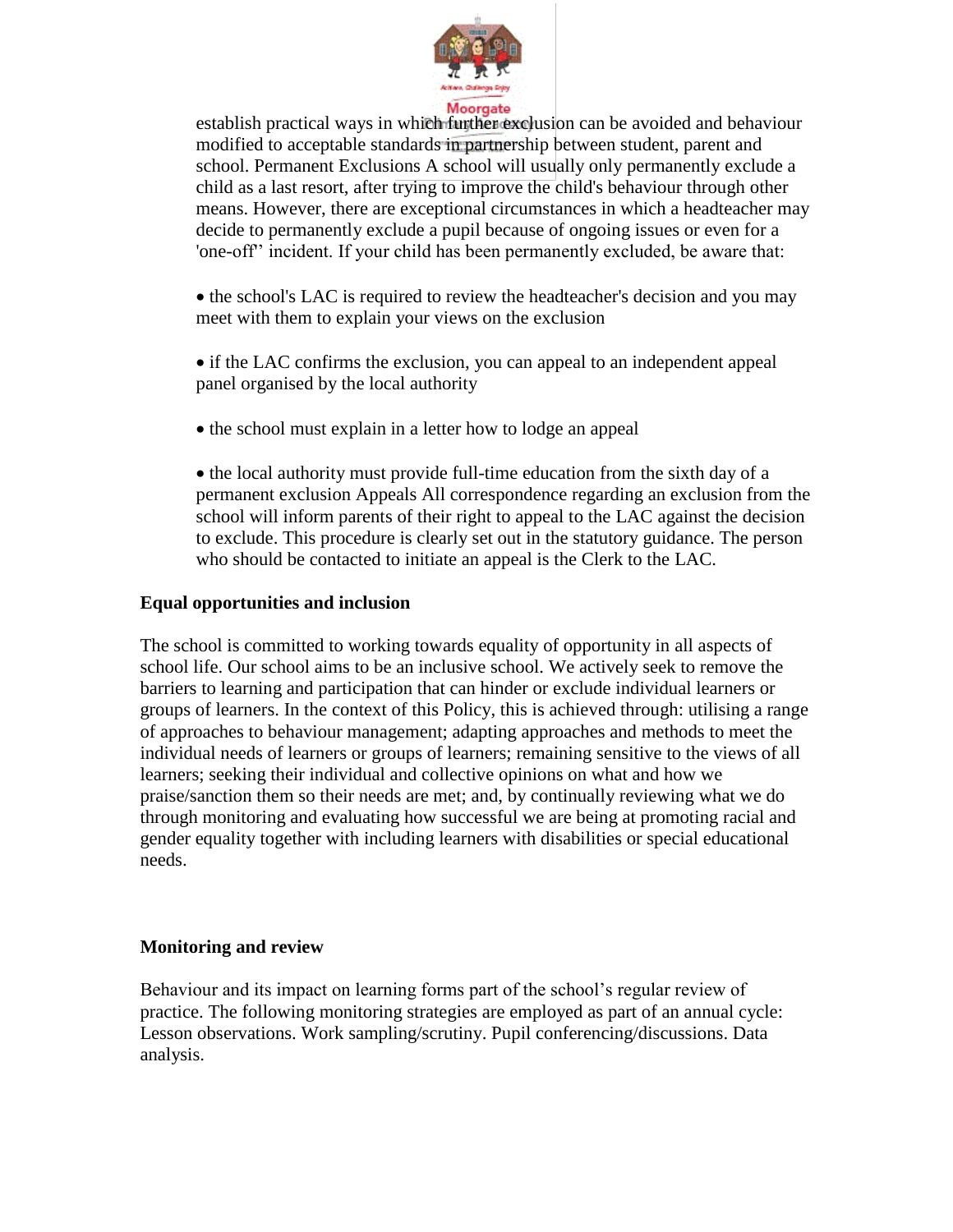establish practical ways in which further exclusion can be avoided and behaviour modified to acceptable standards in partnership between student, parent and school. Permanent Exclusions A school will usually only permanently exclude a child as a last resort, after trying to improve the child's behaviour through other means. However, there are exceptional circumstances in which a headteacher may decide to permanently exclude a pupil because of ongoing issues or even for a 'one-off' incident. If your child has been permanently excluded, be aware that:

- the school's LAC is required to review the headteacher's decision and you may meet with them to explain your views on the exclusion
- if the LAC confirms the exclusion, you can appeal to an independent appeal panel organised by the local authority
- the school must explain in a letter how to lodge an appeal
- the local authority must provide full-time education from the sixth day of a permanent exclusion Appeals All correspondence regarding an exclusion from the school will inform parents of their right to appeal to the LAC against the decision to exclude. This procedure is clearly set out in the statutory guidance. The person who should be contacted to initiate an appeal is the Clerk to the LAC.

**Equal opportunities and inclusion**

The school is committed to working towards equality of opportunity in all aspects of school life. Our school aims to be an inclusive school. We actively seek to remove the barriers to learning and participation that can hinder or exclude individual learners or groups of learners. In the context of this Policy, this is achieved through: utilising a range of approaches to behaviour management; adapting approaches and methods to meet the individual needs of learners or groups of learners; remaining sensitive to the views of all learners; seeking their individual and collective opinions on what and how we praise/sanction them so their needs are met; and, by continually reviewing what we do through monitoring and evaluating how successful we are being at promoting racial and gender equality together with including learners with disabilities or special educational needs.

**Monitoring and review**

Behaviour and its impact on learning forms part of the school's regular review of practice. The following monitoring strategies are employed as part of an annual cycle: Lesson observations. Work sampling/scrutiny. Pupil conferencing/discussions. Data analysis.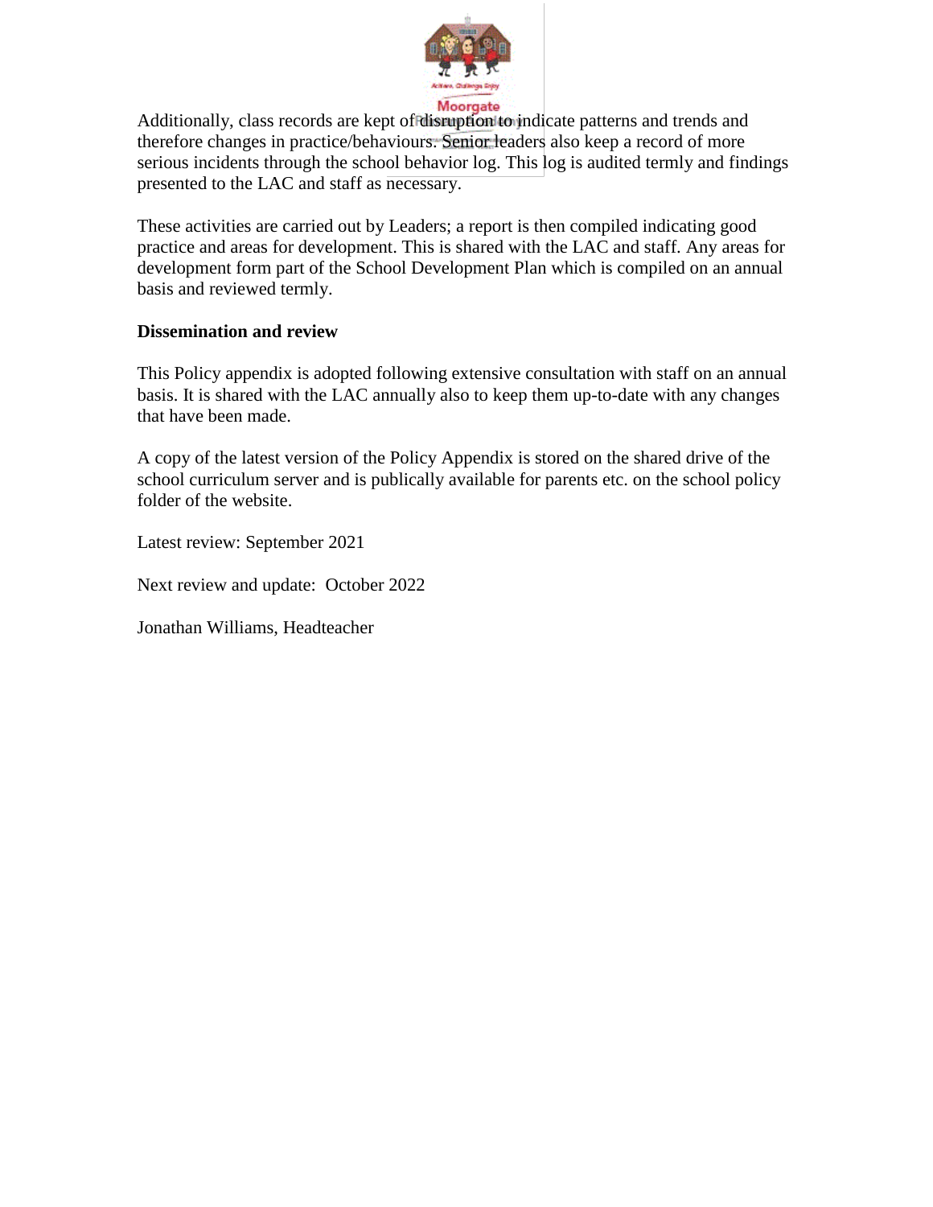Additionally, class records are kept of disruption to indicate patterns and trends and therefore changes in practice/behaviours. Senior leaders also keep a record of more serious incidents through the school behavior log. This log is audited termly and findings presented to the LAC and staff as necessary.

These activities are carried out by Leaders; a report is then compiled indicating good practice and areas for development. This is shared with the LAC and staff. Any areas for development form part of the School Development Plan which is compiled on an annual basis and reviewed termly.

**Dissemination and review**

This Policy appendix is adopted following extensive consultation with staff on an annual basis. It is shared with the LAC annually also to keep them up-to-date with any changes that have been made.

A copy of the latest version of the Policy Appendix is stored on the shared drive of the school curriculum server and is publically available for parents etc. on the school policy folder of the website.

Latest review: September 2021

Next review and update: October 2022

Jonathan Williams, Headteacher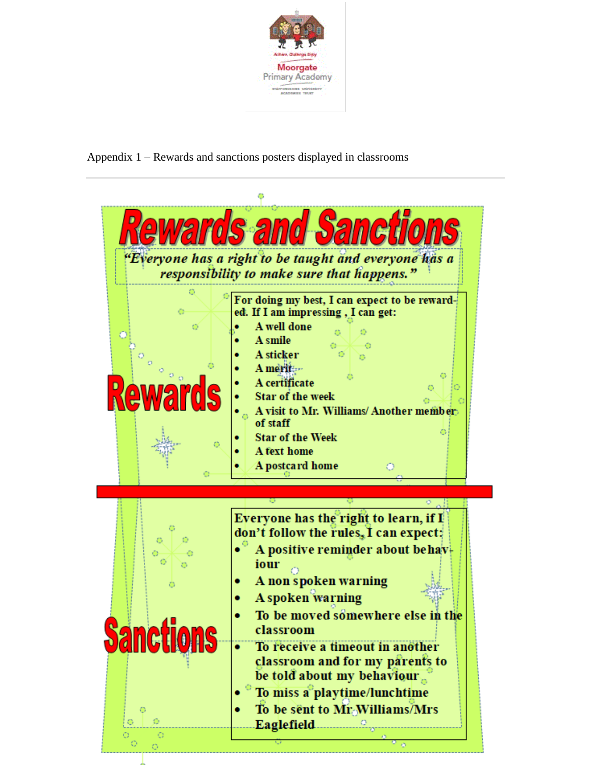Appendix 1 – Rewards and sanctions posters displayed in classrooms

# Rewards and Sanctions

*"Everyone has a right to be taught and everyone has a responsibility to make sure that happens."*

## Rewards

**For doing my best, I can expect to be rewarded. If I am impressing , I can get:**

- **A well done**
- **A smile**
- **A sticker**
- **A merit**
- **A certificate**
- **Star of the week**
- **A visit to Mr. Williams/ Another member of staff**
- **Star of the Week**
- **A text home**
- **A postcard home**

## Sanctions

**Everyone has the right to learn, if I don't follow the rules, I can expect:**

- **A positive reminder about behaviour**
- **A non spoken warning**
- **A spoken warning**
- **To be moved somewhere else in the classroom**
- **To receive a timeout in another classroom and for my parents to be told about my behaviour**
- **To miss a playtime/lunchtime**
- **To be sent to Mr Williams/Mrs Eaglefield**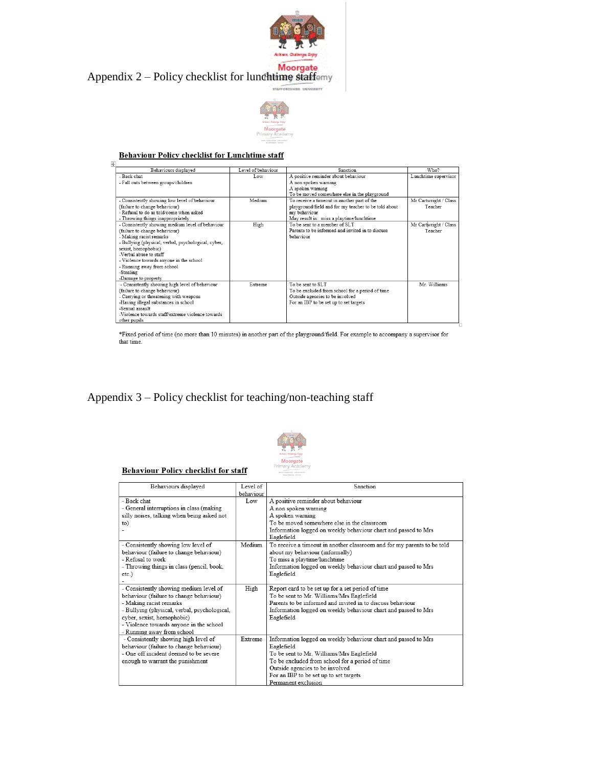# Appendix 2 – Policy checklist for lunchtime staff

**Behaviour Policy checklist for Lunchtime staff**

| Behaviours displayed | Level of behaviour | Sanction | Who? |
|---|---|---|---|
| - Back chat<br>- Fall outs between groups/children | Low | A positive reminder about behaviour<br>A non spoken warning<br>A spoken warning<br>To be moved somewhere else in the playground | Lunchtime supervisor |
| - Consistently showing low level of behaviour (failure to change behaviour)<br>- Refusal to do as told/come when asked<br>- Throwing things inappropriately | Medium | To receive a timeout in another part of the playground/field and for my teacher to be told about my behaviour<br>May result in: miss a playtime/lunchtime | Mr Cartwright / Class Teacher |
| - Consistently showing medium level of behaviour (failure to change behaviour)<br>- Making racist remarks<br>- Bullying (physical, verbal, psychological, cyber, sexist, homophobic)<br>-Verbal abuse to staff<br>- Violence towards anyone in the school<br>- Running away from school<br>-Stealing<br>-Damage to property | High | To be sent to a member of SLT<br>Parents to be informed and invited in to discuss behaviour | Mr Cartwright / Class Teacher |
| - Consistently showing high level of behaviour (failure to change behaviour)<br>- Carrying or threatening with weapons<br>-Having illegal substances in school<br>-Sexual assault<br>-Violence towards staff/extreme violence towards other pupils | Extreme | To be sent to SLT<br>To be excluded from school for a period of time<br>Outside agencies to be involved<br>For an IBP to be set up to set targets | Mr. Williams |

*Fixed period of time (no more than 10 minutes) in another part of the playground/field. For example to accompany a supervisor for that time.

# Appendix 3 – Policy checklist for teaching/non-teaching staff

**Behaviour Policy checklist for staff**

| Behaviours displayed | Level of behaviour | Sanction |
|---|---|---|
| - Back chat<br>- General interruptions in class (making silly noises, talking when being asked not to)<br>- | Low | A positive reminder about behaviour<br>A non spoken warning<br>A spoken warning<br>To be moved somewhere else in the classroom<br>Information logged on weekly behaviour chart and passed to Mrs Eaglefield |
| - Consistently showing low level of behaviour (failure to change behaviour)<br>- Refusal to work<br>- Throwing things in class (pencil, book, etc.)<br>- | Medium | To receive a timeout in another classroom and for my parents to be told about my behaviour (informally)<br>To miss a playtime/lunchtime<br>Information logged on weekly behaviour chart and passed to Mrs Eaglefield |
| - Consistently showing medium level of behaviour (failure to change behaviour)<br>- Making racist remarks<br>- Bullying (physical, verbal, psychological, cyber, sexist, homophobic)<br>- Violence towards anyone in the school<br>- Running away from school | High | Report card to be set up for a set period of time<br>To be sent to Mr. Williams/Mrs Eaglefield<br>Parents to be informed and invited in to discuss behaviour<br>Information logged on weekly behaviour chart and passed to Mrs Eaglefield |
| - Consistently showing high level of behaviour (failure to change behaviour)<br>- One off incident deemed to be severe enough to warrant the punishment | Extreme | Information logged on weekly behaviour chart and passed to Mrs Eaglefield<br>To be sent to Mr. Williams/Mrs Eaglefield<br>To be excluded from school for a period of time<br>Outside agencies to be involved<br>For an IBP to be set up to set targets<br>Permanent exclusion |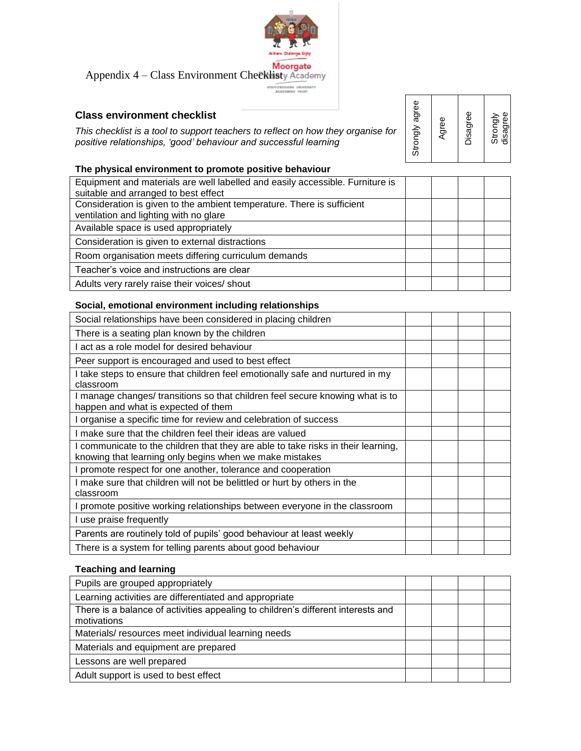Appendix 4 – Class Environment Checklist

## Class environment checklist

*This checklist is a tool to support teachers to reflect on how they organise for positive relationships, 'good' behaviour and successful learning*

| **The physical environment to promote positive behaviour** | Strongly agree | Agree | Disagree | Strongly disagree |
|---|---|---|---|---|
| Equipment and materials are well labelled and easily accessible. Furniture is suitable and arranged to best effect | | | | |
| Consideration is given to the ambient temperature. There is sufficient ventilation and lighting with no glare | | | | |
| Available space is used appropriately | | | | |
| Consideration is given to external distractions | | | | |
| Room organisation meets differing curriculum demands | | | | |
| Teacher's voice and instructions are clear | | | | |
| Adults very rarely raise their voices/ shout | | | | |

### Social, emotional environment including relationships

| | | | | |
|---|---|---|---|---|
| Social relationships have been considered in placing children | | | | |
| There is a seating plan known by the children | | | | |
| I act as a role model for desired behaviour | | | | |
| Peer support is encouraged and used to best effect | | | | |
| I take steps to ensure that children feel emotionally safe and nurtured in my classroom | | | | |
| I manage changes/ transitions so that children feel secure knowing what is to happen and what is expected of them | | | | |
| I organise a specific time for review and celebration of success | | | | |
| I make sure that the children feel their ideas are valued | | | | |
| I communicate to the children that they are able to take risks in their learning, knowing that learning only begins when we make mistakes | | | | |
| I promote respect for one another, tolerance and cooperation | | | | |
| I make sure that children will not be belittled or hurt by others in the classroom | | | | |
| I promote positive working relationships between everyone in the classroom | | | | |
| I use praise frequently | | | | |
| Parents are routinely told of pupils' good behaviour at least weekly | | | | |
| There is a system for telling parents about good behaviour | | | | |

### Teaching and learning

| | | | | |
|---|---|---|---|---|
| Pupils are grouped appropriately | | | | |
| Learning activities are differentiated and appropriate | | | | |
| There is a balance of activities appealing to children's different interests and motivations | | | | |
| Materials/ resources meet individual learning needs | | | | |
| Materials and equipment are prepared | | | | |
| Lessons are well prepared | | | | |
| Adult support is used to best effect | | | | |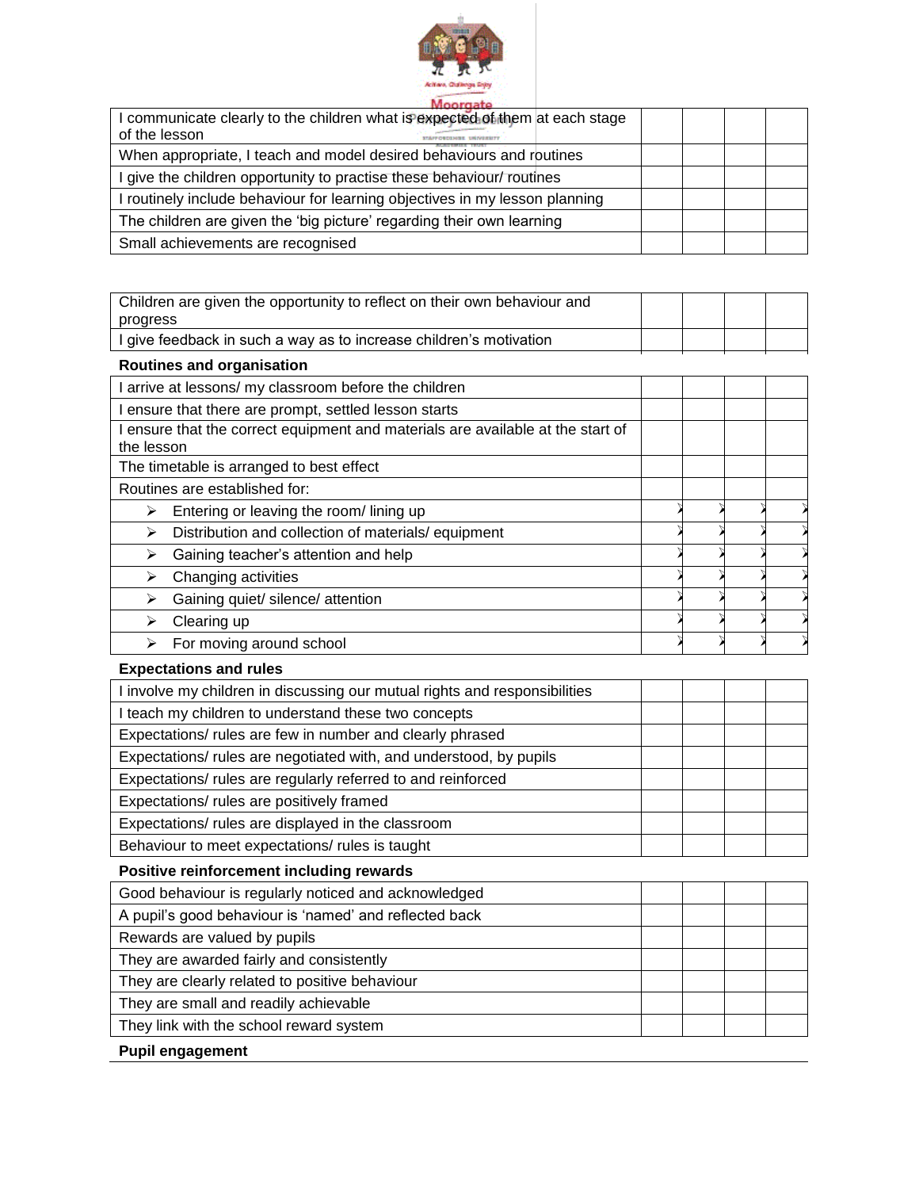| | | | | |
|---|---|---|---|---|
| I communicate clearly to the children what is expected of them at each stage of the lesson | | | | |
| When appropriate, I teach and model desired behaviours and routines | | | | |
| I give the children opportunity to practise these behaviour/ routines | | | | |
| I routinely include behaviour for learning objectives in my lesson planning | | | | |
| The children are given the ‘big picture’ regarding their own learning | | | | |
| Small achievements are recognised | | | | |

| | | | | |
|---|---|---|---|---|
| Children are given the opportunity to reflect on their own behaviour and progress | | | | |
| I give feedback in such a way as to increase children’s motivation | | | | |

**Routines and organisation**

| | | | | |
|---|---|---|---|---|
| I arrive at lessons/ my classroom before the children | | | | |
| I ensure that there are prompt, settled lesson starts | | | | |
| I ensure that the correct equipment and materials are available at the start of the lesson | | | | |
| The timetable is arranged to best effect | | | | |
| Routines are established for: | | | | |
| ➢ Entering or leaving the room/ lining up | | | | |
| ➢ Distribution and collection of materials/ equipment | | | | |
| ➢ Gaining teacher’s attention and help | | | | |
| ➢ Changing activities | | | | |
| ➢ Gaining quiet/ silence/ attention | | | | |
| ➢ Clearing up | | | | |
| ➢ For moving around school | | | | |

**Expectations and rules**

| | | | | |
|---|---|---|---|---|
| I involve my children in discussing our mutual rights and responsibilities | | | | |
| I teach my children to understand these two concepts | | | | |
| Expectations/ rules are few in number and clearly phrased | | | | |
| Expectations/ rules are negotiated with, and understood, by pupils | | | | |
| Expectations/ rules are regularly referred to and reinforced | | | | |
| Expectations/ rules are positively framed | | | | |
| Expectations/ rules are displayed in the classroom | | | | |
| Behaviour to meet expectations/ rules is taught | | | | |

**Positive reinforcement including rewards**

| | | | | |
|---|---|---|---|---|
| Good behaviour is regularly noticed and acknowledged | | | | |
| A pupil’s good behaviour is ‘named’ and reflected back | | | | |
| Rewards are valued by pupils | | | | |
| They are awarded fairly and consistently | | | | |
| They are clearly related to positive behaviour | | | | |
| They are small and readily achievable | | | | |
| They link with the school reward system | | | | |

**Pupil engagement**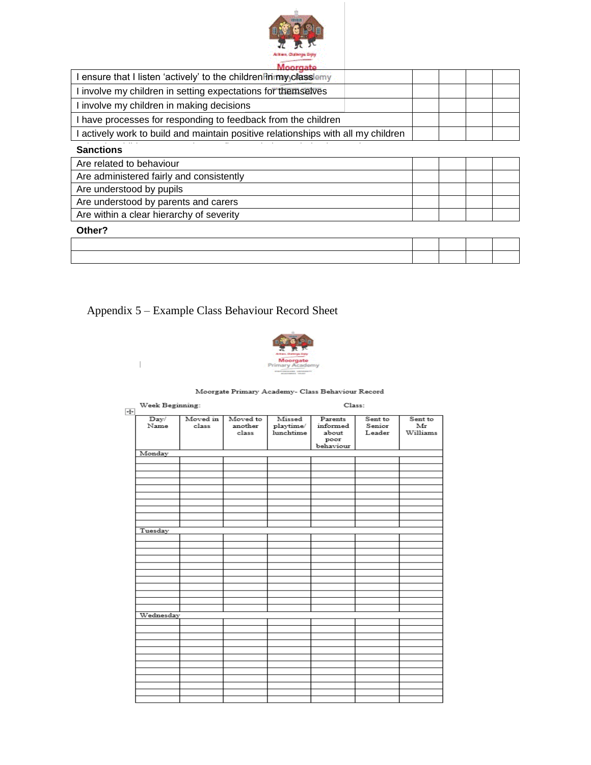| | | | | |
|---|---|---|---|---|
| I ensure that I listen 'actively' to the children in my class | | | | |
| I involve my children in setting expectations for themselves | | | | |
| I involve my children in making decisions | | | | |
| I have processes for responding to feedback from the children | | | | |
| I actively work to build and maintain positive relationships with all my children | | | | |

**Sanctions**

| | | | | |
|---|---|---|---|---|
| Are related to behaviour | | | | |
| Are administered fairly and consistently | | | | |
| Are understood by pupils | | | | |
| Are understood by parents and carers | | | | |
| Are within a clear hierarchy of severity | | | | |

**Other?**

| | | | | |
|---|---|---|---|---|
| | | | | |
| | | | | |

## Appendix 5 – Example Class Behaviour Record Sheet

Moorgate Primary Academy- Class Behaviour Record

Week Beginning: Class:

| Day/ Name | Moved in class | Moved to another class | Missed playtime/ lunchtime | Parents informed about poor behaviour | Sent to Senior Leader | Sent to Mr Williams |
|---|---|---|---|---|---|---|
| Monday | | | | | | |
| | | | | | | |
| | | | | | | |
| | | | | | | |
| | | | | | | |
| | | | | | | |
| | | | | | | |
| | | | | | | |
| | | | | | | |
| | | | | | | |
| | | | | | | |
| Tuesday | | | | | | |
| | | | | | | |
| | | | | | | |
| | | | | | | |
| | | | | | | |
| | | | | | | |
| | | | | | | |
| | | | | | | |
| | | | | | | |
| | | | | | | |
| | | | | | | |
| Wednesday | | | | | | |
| | | | | | | |
| | | | | | | |
| | | | | | | |
| | | | | | | |
| | | | | | | |
| | | | | | | |
| | | | | | | |
| | | | | | | |
| | | | | | | |
| | | | | | | |
| | | | | | | |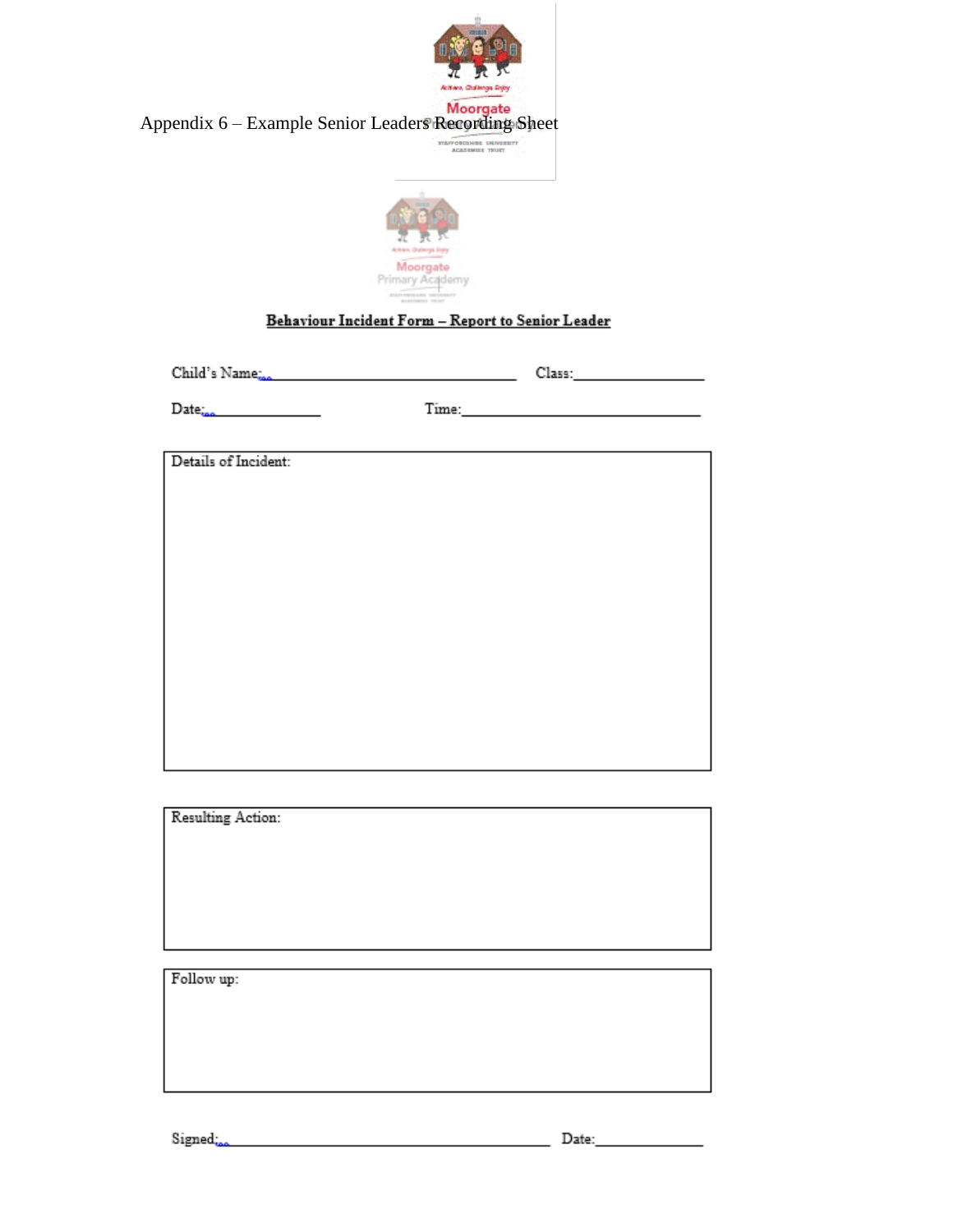Appendix 6 – Example Senior Leaders Recording Sheet

**Behaviour Incident Form – Report to Senior Leader**

Child's Name:_______________________________ Class:_______________

Date:_______________ Time:_____________________________

Details of Incident:

Resulting Action:

Follow up:

Signed:_______________________________________ Date:_____________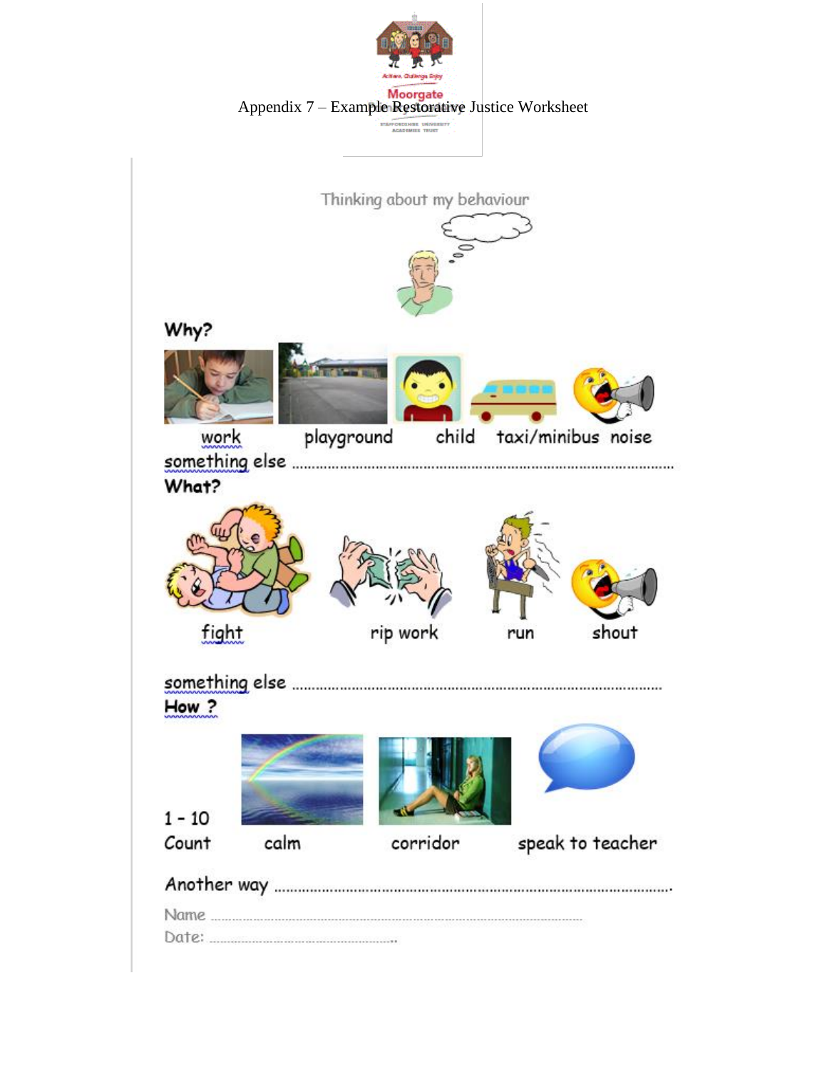Appendix 7 – Example Restorative Justice Worksheet

Thinking about my behaviour

**Why?**

work playground child taxi/minibus noise

something else ……………………………………………………………………………………

**What?**

fight rip work run shout

something else ……………………………………………………………………………………

**How ?**

1 - 10
Count calm corridor speak to teacher

Another way ……………………………………………………………………………………….

Name …………………………………………………………………………

Date: …………………………………………